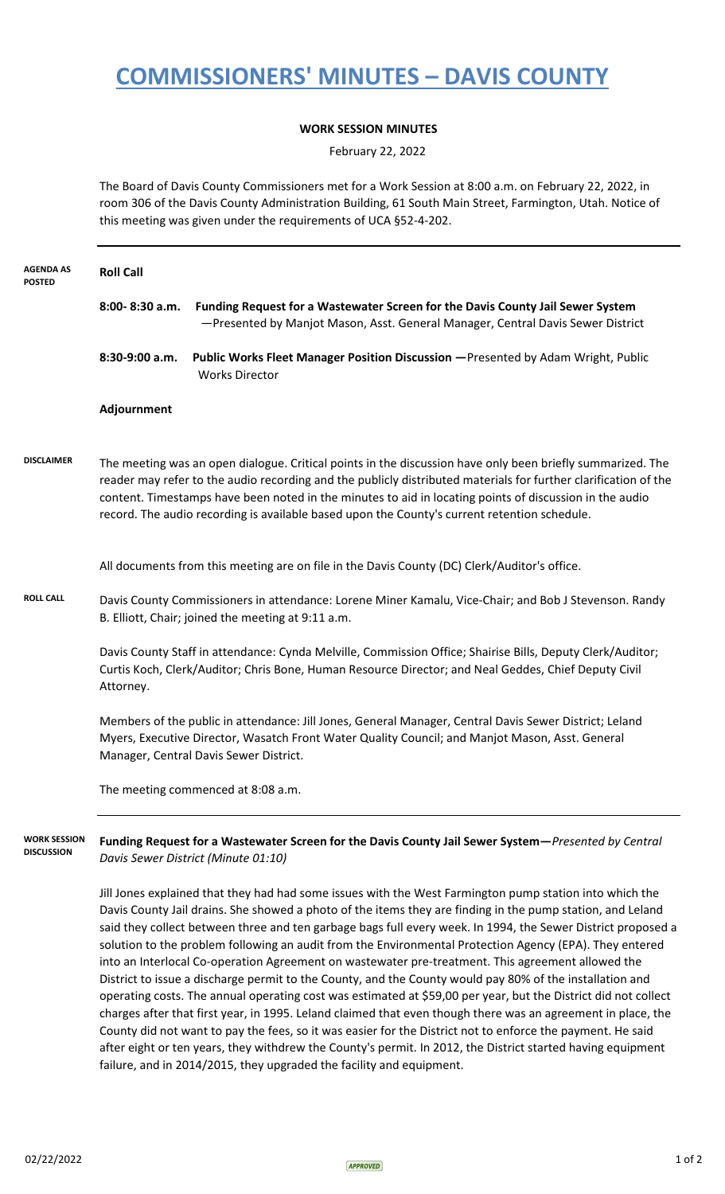# COMMISSIONERS' MINUTES – DAVIS COUNTY

**WORK SESSION MINUTES**

February 22, 2022

The Board of Davis County Commissioners met for a Work Session at 8:00 a.m. on February 22, 2022, in room 306 of the Davis County Administration Building, 61 South Main Street, Farmington, Utah. Notice of this meeting was given under the requirements of UCA §52-4-202.

---

**AGENDA AS POSTED**

**Roll Call**

**8:00- 8:30 a.m.** **Funding Request for a Wastewater Screen for the Davis County Jail Sewer System** —Presented by Manjot Mason, Asst. General Manager, Central Davis Sewer District

**8:30-9:00 a.m.** **Public Works Fleet Manager Position Discussion —**Presented by Adam Wright, Public Works Director

**Adjournment**

**DISCLAIMER**

The meeting was an open dialogue. Critical points in the discussion have only been briefly summarized. The reader may refer to the audio recording and the publicly distributed materials for further clarification of the content. Timestamps have been noted in the minutes to aid in locating points of discussion in the audio record. The audio recording is available based upon the County's current retention schedule.

All documents from this meeting are on file in the Davis County (DC) Clerk/Auditor's office.

**ROLL CALL**

Davis County Commissioners in attendance: Lorene Miner Kamalu, Vice-Chair; and Bob J Stevenson. Randy B. Elliott, Chair; joined the meeting at 9:11 a.m.

Davis County Staff in attendance: Cynda Melville, Commission Office; Shairise Bills, Deputy Clerk/Auditor; Curtis Koch, Clerk/Auditor; Chris Bone, Human Resource Director; and Neal Geddes, Chief Deputy Civil Attorney.

Members of the public in attendance: Jill Jones, General Manager, Central Davis Sewer District; Leland Myers, Executive Director, Wasatch Front Water Quality Council; and Manjot Mason, Asst. General Manager, Central Davis Sewer District.

The meeting commenced at 8:08 a.m.

---

**WORK SESSION DISCUSSION**

**Funding Request for a Wastewater Screen for the Davis County Jail Sewer System—***Presented by Central Davis Sewer District (Minute 01:10)*

Jill Jones explained that they had had some issues with the West Farmington pump station into which the Davis County Jail drains. She showed a photo of the items they are finding in the pump station, and Leland said they collect between three and ten garbage bags full every week. In 1994, the Sewer District proposed a solution to the problem following an audit from the Environmental Protection Agency (EPA). They entered into an Interlocal Co-operation Agreement on wastewater pre-treatment. This agreement allowed the District to issue a discharge permit to the County, and the County would pay 80% of the installation and operating costs. The annual operating cost was estimated at $59,00 per year, but the District did not collect charges after that first year, in 1995. Leland claimed that even though there was an agreement in place, the County did not want to pay the fees, so it was easier for the District not to enforce the payment. He said after eight or ten years, they withdrew the County's permit. In 2012, the District started having equipment failure, and in 2014/2015, they upgraded the facility and equipment.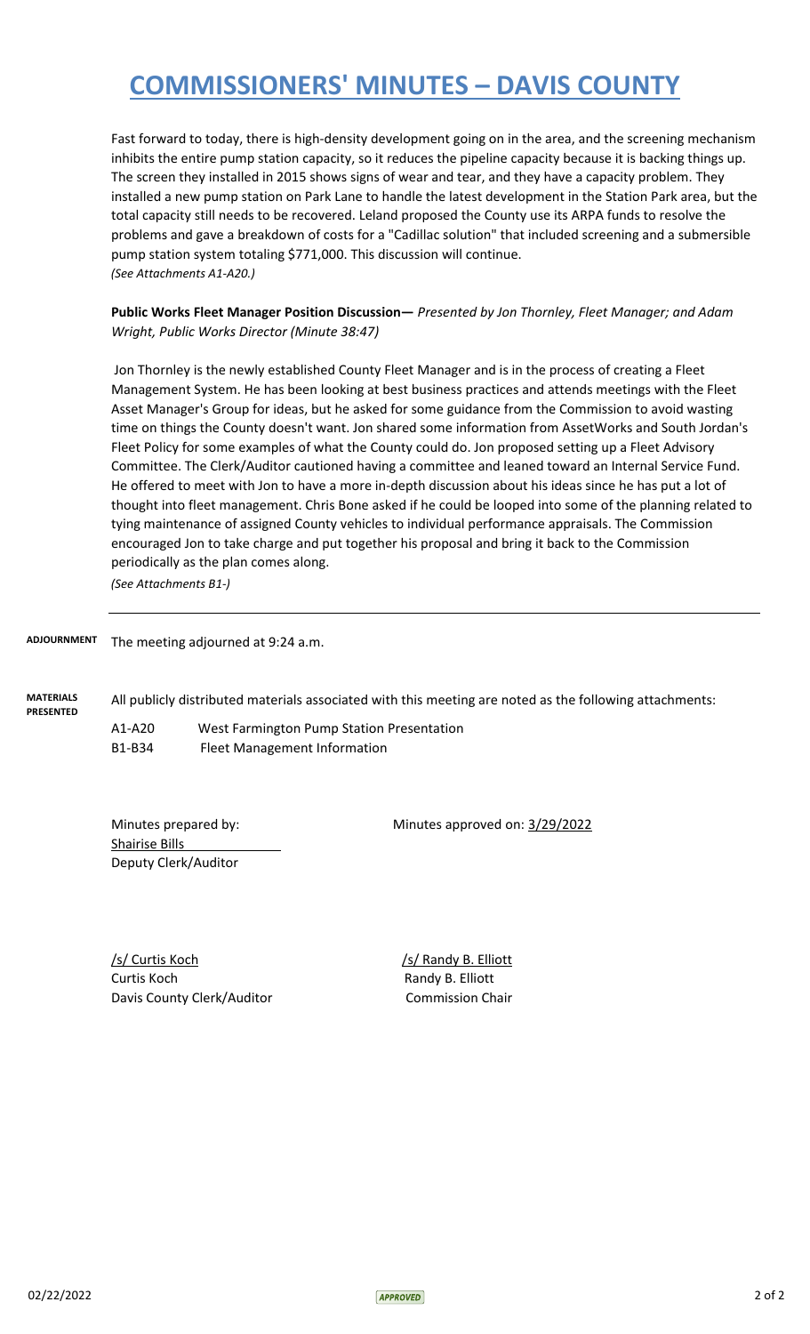# COMMISSIONERS' MINUTES – DAVIS COUNTY

Fast forward to today, there is high-density development going on in the area, and the screening mechanism inhibits the entire pump station capacity, so it reduces the pipeline capacity because it is backing things up. The screen they installed in 2015 shows signs of wear and tear, and they have a capacity problem. They installed a new pump station on Park Lane to handle the latest development in the Station Park area, but the total capacity still needs to be recovered. Leland proposed the County use its ARPA funds to resolve the problems and gave a breakdown of costs for a "Cadillac solution" that included screening and a submersible pump station system totaling $771,000. This discussion will continue.
*(See Attachments A1-A20.)*

**Public Works Fleet Manager Position Discussion—** *Presented by Jon Thornley, Fleet Manager; and Adam Wright, Public Works Director (Minute 38:47)*

Jon Thornley is the newly established County Fleet Manager and is in the process of creating a Fleet Management System. He has been looking at best business practices and attends meetings with the Fleet Asset Manager's Group for ideas, but he asked for some guidance from the Commission to avoid wasting time on things the County doesn't want. Jon shared some information from AssetWorks and South Jordan's Fleet Policy for some examples of what the County could do. Jon proposed setting up a Fleet Advisory Committee. The Clerk/Auditor cautioned having a committee and leaned toward an Internal Service Fund. He offered to meet with Jon to have a more in-depth discussion about his ideas since he has put a lot of thought into fleet management. Chris Bone asked if he could be looped into some of the planning related to tying maintenance of assigned County vehicles to individual performance appraisals. The Commission encouraged Jon to take charge and put together his proposal and bring it back to the Commission periodically as the plan comes along.
*(See Attachments B1-)*

---

**ADJOURNMENT** The meeting adjourned at 9:24 a.m.

**MATERIALS PRESENTED** All publicly distributed materials associated with this meeting are noted as the following attachments:

| | |
|---|---|
| A1-A20 | West Farmington Pump Station Presentation |
| B1-B34 | Fleet Management Information |

Minutes prepared by: Shairise Bills, Deputy Clerk/Auditor

Minutes approved on: 3/29/2022

/s/ Curtis Koch
Curtis Koch
Davis County Clerk/Auditor

/s/ Randy B. Elliott
Randy B. Elliott
Commission Chair

02/22/2022 APPROVED